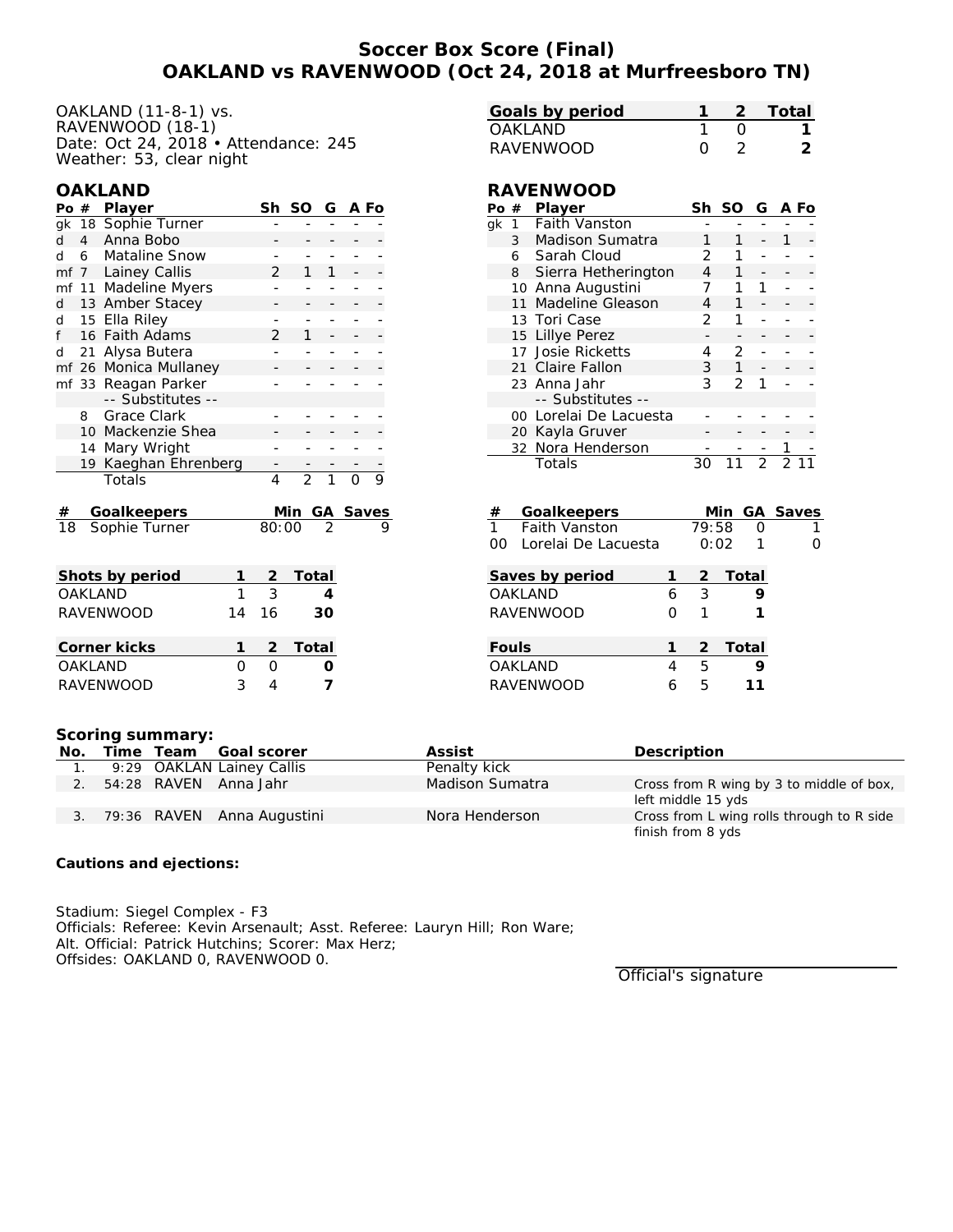# Soccer Box Score (Final)
## OAKLAND vs RAVENWOOD (Oct 24, 2018 at Murfreesboro TN)

OAKLAND (11-8-1) vs.
RAVENWOOD (18-1)
Date: Oct 24, 2018 • Attendance: 245
Weather: 53, clear night

| Goals by period | 1 | 2 | Total |
|---|---|---|---|
| OAKLAND | 1 | 0 | 1 |
| RAVENWOOD | 0 | 2 | 2 |

### OAKLAND

| Po | # | Player | Sh | SO | G | A | Fo |
|---|---|---|---|---|---|---|---|
| gk | 18 | Sophie Turner | - | - | - | - | - |
| d | 4 | Anna Bobo | - | - | - | - | - |
| d | 6 | Mataline Snow | - | - | - | - | - |
| mf | 7 | Lainey Callis | 2 | 1 | 1 | - | - |
| mf | 11 | Madeline Myers | - | - | - | - | - |
| d | 13 | Amber Stacey | - | - | - | - | - |
| d | 15 | Ella Riley | - | - | - | - | - |
| f | 16 | Faith Adams | 2 | 1 | - | - | - |
| d | 21 | Alysa Butera | - | - | - | - | - |
| mf | 26 | Monica Mullaney | - | - | - | - | - |
| mf | 33 | Reagan Parker | - | - | - | - | - |
| | | -- Substitutes -- | | | | | |
| | 8 | Grace Clark | - | - | - | - | - |
| | 10 | Mackenzie Shea | - | - | - | - | - |
| | 14 | Mary Wright | - | - | - | - | - |
| | 19 | Kaeghan Ehrenberg | - | - | - | - | - |
| | | Totals | 4 | 2 | 1 | 0 | 9 |

| # | Goalkeepers | Min | GA | Saves |
|---|---|---|---|---|
| 18 | Sophie Turner | 80:00 | 2 | 9 |

| Shots by period | 1 | 2 | Total |
|---|---|---|---|
| OAKLAND | 1 | 3 | 4 |
| RAVENWOOD | 14 | 16 | 30 |

| Corner kicks | 1 | 2 | Total |
|---|---|---|---|
| OAKLAND | 0 | 0 | 0 |
| RAVENWOOD | 3 | 4 | 7 |

### RAVENWOOD

| Po | # | Player | Sh | SO | G | A | Fo |
|---|---|---|---|---|---|---|---|
| gk | 1 | Faith Vanston | - | - | - | - | - |
| | 3 | Madison Sumatra | 1 | 1 | - | 1 | - |
| | 6 | Sarah Cloud | 2 | 1 | - | - | - |
| | 8 | Sierra Hetherington | 4 | 1 | - | - | - |
| | 10 | Anna Augustini | 7 | 1 | 1 | - | - |
| | 11 | Madeline Gleason | 4 | 1 | - | - | - |
| | 13 | Tori Case | 2 | 1 | - | - | - |
| | 15 | Lillye Perez | - | - | - | - | - |
| | 17 | Josie Ricketts | 4 | 2 | - | - | - |
| | 21 | Claire Fallon | 3 | 1 | - | - | - |
| | 23 | Anna Jahr | 3 | 2 | 1 | - | - |
| | | -- Substitutes -- | | | | | |
| | 00 | Lorelai De Lacuesta | - | - | - | - | - |
| | 20 | Kayla Gruver | - | - | - | - | - |
| | 32 | Nora Henderson | - | - | - | 1 | - |
| | | Totals | 30 | 11 | 2 | 2 | 11 |

| # | Goalkeepers | Min | GA | Saves |
|---|---|---|---|---|
| 1 | Faith Vanston | 79:58 | 0 | 1 |
| 00 | Lorelai De Lacuesta | 0:02 | 1 | 0 |

| Saves by period | 1 | 2 | Total |
|---|---|---|---|
| OAKLAND | 6 | 3 | 9 |
| RAVENWOOD | 0 | 1 | 1 |

| Fouls | 1 | 2 | Total |
|---|---|---|---|
| OAKLAND | 4 | 5 | 9 |
| RAVENWOOD | 6 | 5 | 11 |

**Scoring summary:**

| No. | Time | Team | Goal scorer | Assist | Description |
|---|---|---|---|---|---|
| 1. | 9:29 | OAKLAN | Lainey Callis | Penalty kick | |
| 2. | 54:28 | RAVEN | Anna Jahr | Madison Sumatra | Cross from R wing by 3 to middle of box, left middle 15 yds |
| 3. | 79:36 | RAVEN | Anna Augustini | Nora Henderson | Cross from L wing rolls through to R side finish from 8 yds |

**Cautions and ejections:**

Stadium: Siegel Complex - F3
Officials: Referee: Kevin Arsenault; Asst. Referee: Lauryn Hill; Ron Ware;
Alt. Official: Patrick Hutchins; Scorer: Max Herz;
Offsides: OAKLAND 0, RAVENWOOD 0.

Official's signature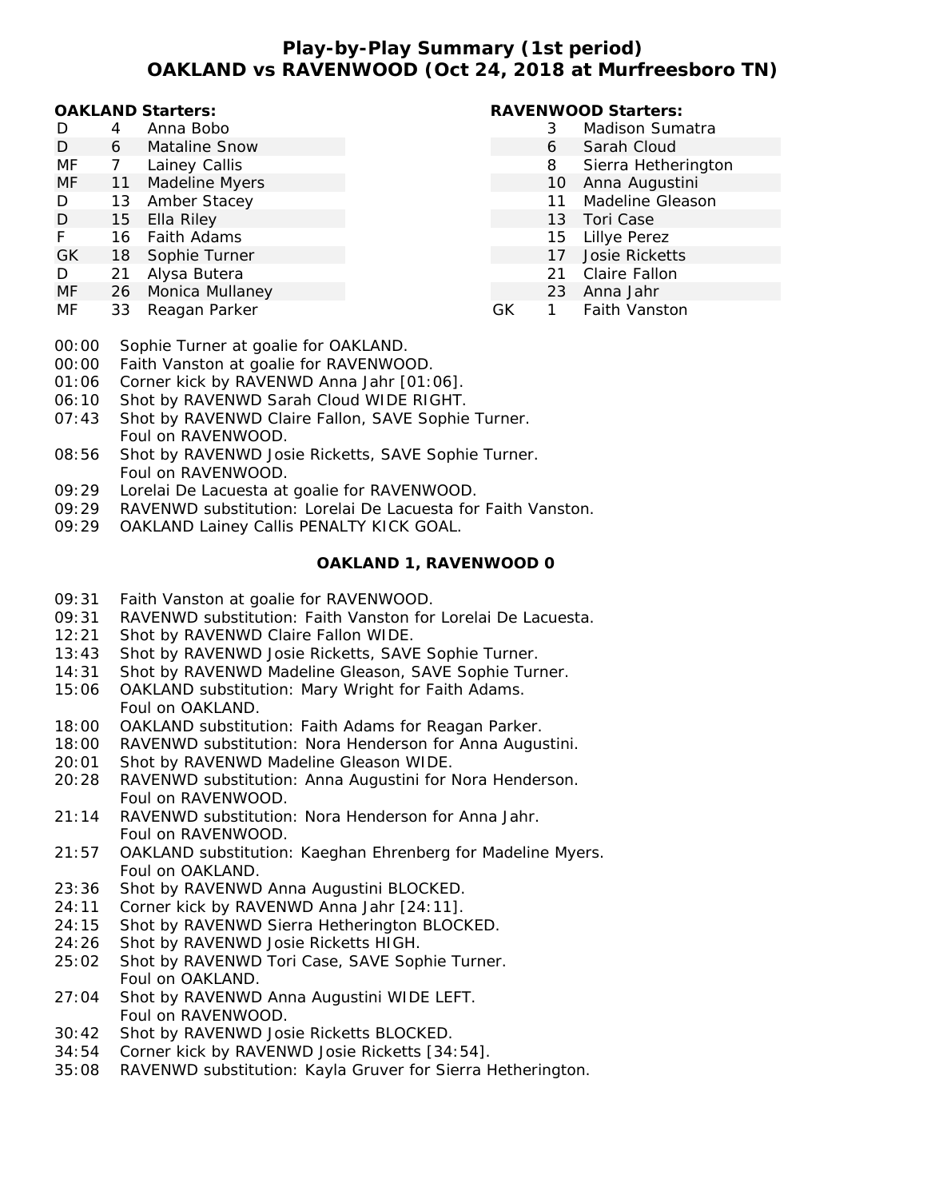# Play-by-Play Summary (1st period)
## OAKLAND vs RAVENWOOD (Oct 24, 2018 at Murfreesboro TN)

**OAKLAND Starters:**

| Pos | No | Name |
|---|---|---|
| D | 4 | Anna Bobo |
| D | 6 | Mataline Snow |
| MF | 7 | Lainey Callis |
| MF | 11 | Madeline Myers |
| D | 13 | Amber Stacey |
| D | 15 | Ella Riley |
| F | 16 | Faith Adams |
| GK | 18 | Sophie Turner |
| D | 21 | Alysa Butera |
| MF | 26 | Monica Mullaney |
| MF | 33 | Reagan Parker |

**RAVENWOOD Starters:**

| Pos | No | Name |
|---|---|---|
| | 3 | Madison Sumatra |
| | 6 | Sarah Cloud |
| | 8 | Sierra Hetherington |
| | 10 | Anna Augustini |
| | 11 | Madeline Gleason |
| | 13 | Tori Case |
| | 15 | Lillye Perez |
| | 17 | Josie Ricketts |
| | 21 | Claire Fallon |
| | 23 | Anna Jahr |
| GK | 1 | Faith Vanston |

00:00 Sophie Turner at goalie for OAKLAND.
00:00 Faith Vanston at goalie for RAVENWOOD.
01:06 Corner kick by RAVENWD Anna Jahr [01:06].
06:10 Shot by RAVENWD Sarah Cloud WIDE RIGHT.
07:43 Shot by RAVENWD Claire Fallon, SAVE Sophie Turner.
Foul on RAVENWOOD.
08:56 Shot by RAVENWD Josie Ricketts, SAVE Sophie Turner.
Foul on RAVENWOOD.
09:29 Lorelai De Lacuesta at goalie for RAVENWOOD.
09:29 RAVENWD substitution: Lorelai De Lacuesta for Faith Vanston.
09:29 OAKLAND Lainey Callis PENALTY KICK GOAL.

**OAKLAND 1, RAVENWOOD 0**

09:31 Faith Vanston at goalie for RAVENWOOD.
09:31 RAVENWD substitution: Faith Vanston for Lorelai De Lacuesta.
12:21 Shot by RAVENWD Claire Fallon WIDE.
13:43 Shot by RAVENWD Josie Ricketts, SAVE Sophie Turner.
14:31 Shot by RAVENWD Madeline Gleason, SAVE Sophie Turner.
15:06 OAKLAND substitution: Mary Wright for Faith Adams.
Foul on OAKLAND.
18:00 OAKLAND substitution: Faith Adams for Reagan Parker.
18:00 RAVENWD substitution: Nora Henderson for Anna Augustini.
20:01 Shot by RAVENWD Madeline Gleason WIDE.
20:28 RAVENWD substitution: Anna Augustini for Nora Henderson.
Foul on RAVENWOOD.
21:14 RAVENWD substitution: Nora Henderson for Anna Jahr.
Foul on RAVENWOOD.
21:57 OAKLAND substitution: Kaeghan Ehrenberg for Madeline Myers.
Foul on OAKLAND.
23:36 Shot by RAVENWD Anna Augustini BLOCKED.
24:11 Corner kick by RAVENWD Anna Jahr [24:11].
24:15 Shot by RAVENWD Sierra Hetherington BLOCKED.
24:26 Shot by RAVENWD Josie Ricketts HIGH.
25:02 Shot by RAVENWD Tori Case, SAVE Sophie Turner.
Foul on OAKLAND.
27:04 Shot by RAVENWD Anna Augustini WIDE LEFT.
Foul on RAVENWOOD.
30:42 Shot by RAVENWD Josie Ricketts BLOCKED.
34:54 Corner kick by RAVENWD Josie Ricketts [34:54].
35:08 RAVENWD substitution: Kayla Gruver for Sierra Hetherington.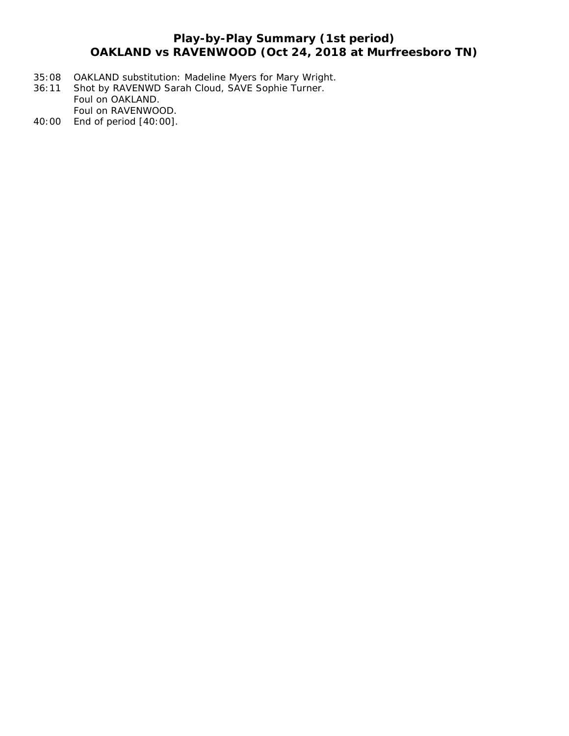## Play-by-Play Summary (1st period)
## OAKLAND vs RAVENWOOD (Oct 24, 2018 at Murfreesboro TN)

35:08 OAKLAND substitution: Madeline Myers for Mary Wright.
36:11 Shot by RAVENWD Sarah Cloud, SAVE Sophie Turner.
Foul on OAKLAND.
Foul on RAVENWOOD.
40:00 End of period [40:00].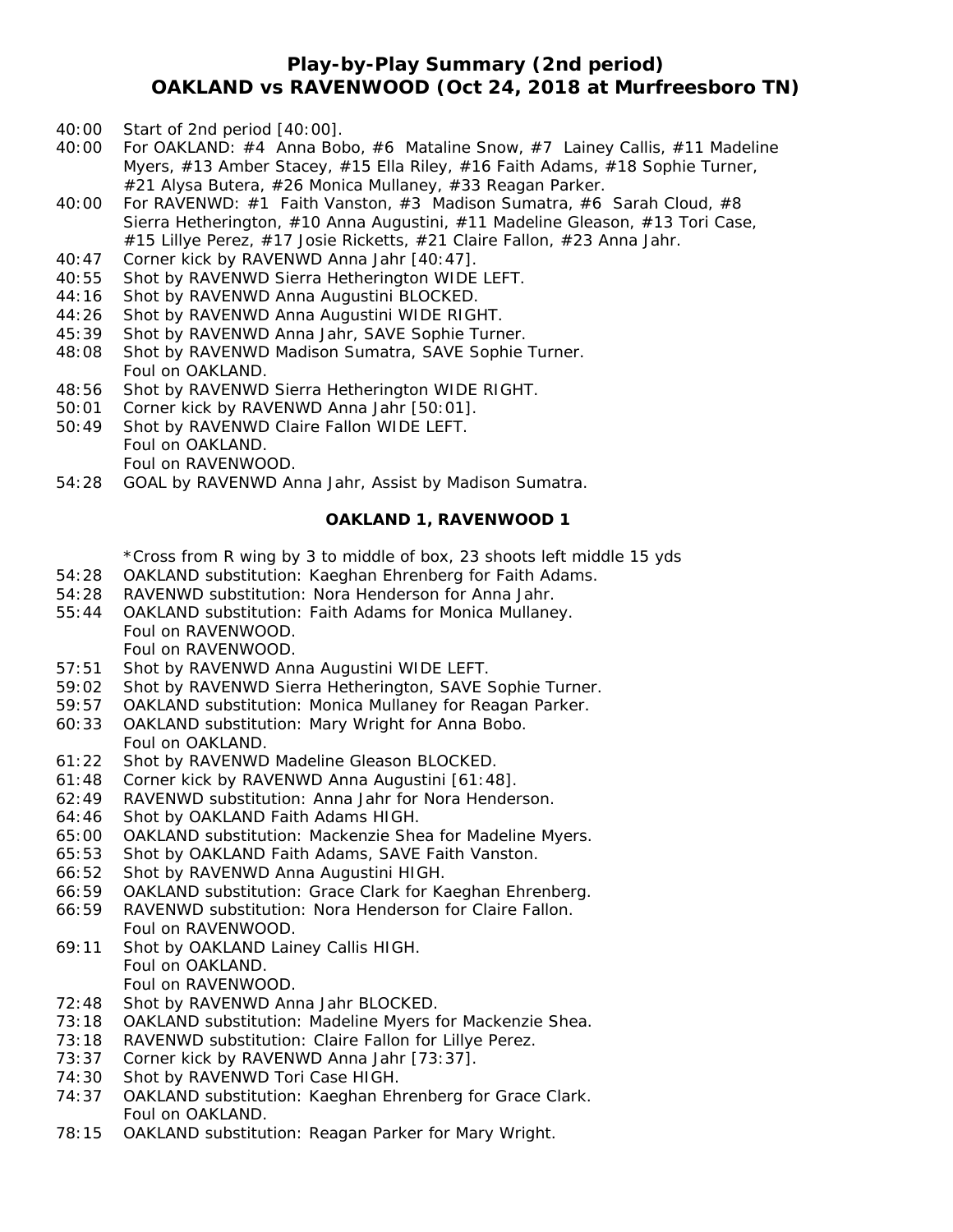# Play-by-Play Summary (2nd period)
## OAKLAND vs RAVENWOOD (Oct 24, 2018 at Murfreesboro TN)

40:00 Start of 2nd period [40:00].
40:00 For OAKLAND: #4 Anna Bobo, #6 Mataline Snow, #7 Lainey Callis, #11 Madeline Myers, #13 Amber Stacey, #15 Ella Riley, #16 Faith Adams, #18 Sophie Turner, #21 Alysa Butera, #26 Monica Mullaney, #33 Reagan Parker.
40:00 For RAVENWD: #1 Faith Vanston, #3 Madison Sumatra, #6 Sarah Cloud, #8 Sierra Hetherington, #10 Anna Augustini, #11 Madeline Gleason, #13 Tori Case, #15 Lillye Perez, #17 Josie Ricketts, #21 Claire Fallon, #23 Anna Jahr.
40:47 Corner kick by RAVENWD Anna Jahr [40:47].
40:55 Shot by RAVENWD Sierra Hetherington WIDE LEFT.
44:16 Shot by RAVENWD Anna Augustini BLOCKED.
44:26 Shot by RAVENWD Anna Augustini WIDE RIGHT.
45:39 Shot by RAVENWD Anna Jahr, SAVE Sophie Turner.
48:08 Shot by RAVENWD Madison Sumatra, SAVE Sophie Turner.
Foul on OAKLAND.
48:56 Shot by RAVENWD Sierra Hetherington WIDE RIGHT.
50:01 Corner kick by RAVENWD Anna Jahr [50:01].
50:49 Shot by RAVENWD Claire Fallon WIDE LEFT.
Foul on OAKLAND.
Foul on RAVENWOOD.
54:28 GOAL by RAVENWD Anna Jahr, Assist by Madison Sumatra.

**OAKLAND 1, RAVENWOOD 1**

*Cross from R wing by 3 to middle of box, 23 shoots left middle 15 yds
54:28 OAKLAND substitution: Kaeghan Ehrenberg for Faith Adams.
54:28 RAVENWD substitution: Nora Henderson for Anna Jahr.
55:44 OAKLAND substitution: Faith Adams for Monica Mullaney.
Foul on RAVENWOOD.
Foul on RAVENWOOD.
57:51 Shot by RAVENWD Anna Augustini WIDE LEFT.
59:02 Shot by RAVENWD Sierra Hetherington, SAVE Sophie Turner.
59:57 OAKLAND substitution: Monica Mullaney for Reagan Parker.
60:33 OAKLAND substitution: Mary Wright for Anna Bobo.
Foul on OAKLAND.
61:22 Shot by RAVENWD Madeline Gleason BLOCKED.
61:48 Corner kick by RAVENWD Anna Augustini [61:48].
62:49 RAVENWD substitution: Anna Jahr for Nora Henderson.
64:46 Shot by OAKLAND Faith Adams HIGH.
65:00 OAKLAND substitution: Mackenzie Shea for Madeline Myers.
65:53 Shot by OAKLAND Faith Adams, SAVE Faith Vanston.
66:52 Shot by RAVENWD Anna Augustini HIGH.
66:59 OAKLAND substitution: Grace Clark for Kaeghan Ehrenberg.
66:59 RAVENWD substitution: Nora Henderson for Claire Fallon.
Foul on RAVENWOOD.
69:11 Shot by OAKLAND Lainey Callis HIGH.
Foul on OAKLAND.
Foul on RAVENWOOD.
72:48 Shot by RAVENWD Anna Jahr BLOCKED.
73:18 OAKLAND substitution: Madeline Myers for Mackenzie Shea.
73:18 RAVENWD substitution: Claire Fallon for Lillye Perez.
73:37 Corner kick by RAVENWD Anna Jahr [73:37].
74:30 Shot by RAVENWD Tori Case HIGH.
74:37 OAKLAND substitution: Kaeghan Ehrenberg for Grace Clark.
Foul on OAKLAND.
78:15 OAKLAND substitution: Reagan Parker for Mary Wright.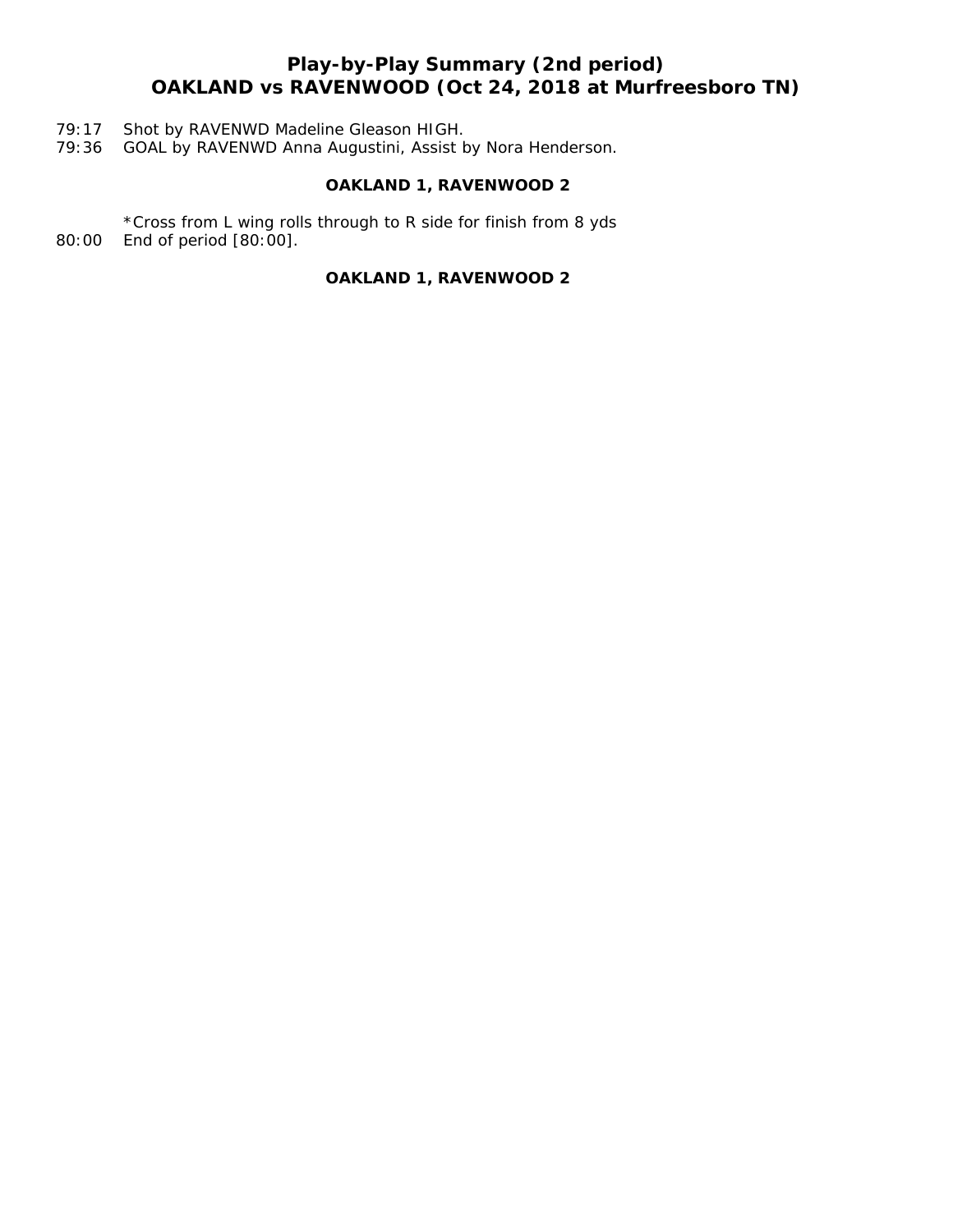# Play-by-Play Summary (2nd period)
# OAKLAND vs RAVENWOOD (Oct 24, 2018 at Murfreesboro TN)

79:17 Shot by RAVENWD Madeline Gleason HIGH.
79:36 GOAL by RAVENWD Anna Augustini, Assist by Nora Henderson.

**OAKLAND 1, RAVENWOOD 2**

*Cross from L wing rolls through to R side for finish from 8 yds
80:00 End of period [80:00].

**OAKLAND 1, RAVENWOOD 2**